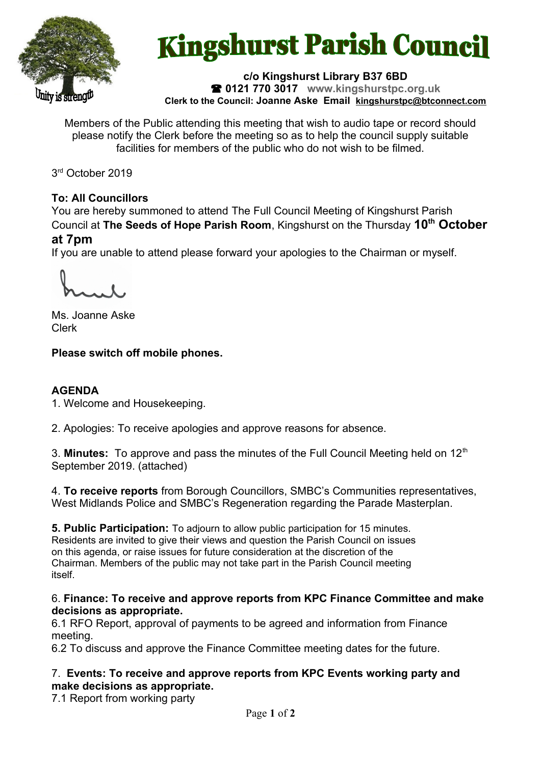# Kingshurst Parish Council

**c/o Kingshurst Library B37 6BD**
**☎ 0121 770 3017** **www.kingshurstpc.org.uk**
**Clerk to the Council: Joanne Aske Email kingshurstpc@btconnect.com**

Members of the Public attending this meeting that wish to audio tape or record should please notify the Clerk before the meeting so as to help the council supply suitable facilities for members of the public who do not wish to be filmed.

3rd October 2019

**To: All Councillors**
You are hereby summoned to attend The Full Council Meeting of Kingshurst Parish Council at **The Seeds of Hope Parish Room**, Kingshurst on the Thursday **10th October at 7pm**
If you are unable to attend please forward your apologies to the Chairman or myself.

Ms. Joanne Aske
Clerk

**Please switch off mobile phones.**

**AGENDA**

1. Welcome and Housekeeping.

2. Apologies: To receive apologies and approve reasons for absence.

3. **Minutes:** To approve and pass the minutes of the Full Council Meeting held on 12th September 2019. (attached)

4. **To receive reports** from Borough Councillors, SMBC's Communities representatives, West Midlands Police and SMBC's Regeneration regarding the Parade Masterplan.

**5. Public Participation:** To adjourn to allow public participation for 15 minutes. Residents are invited to give their views and question the Parish Council on issues on this agenda, or raise issues for future consideration at the discretion of the Chairman. Members of the public may not take part in the Parish Council meeting itself.

6. **Finance: To receive and approve reports from KPC Finance Committee and make decisions as appropriate.**
6.1 RFO Report, approval of payments to be agreed and information from Finance meeting.
6.2 To discuss and approve the Finance Committee meeting dates for the future.

7. **Events: To receive and approve reports from KPC Events working party and make decisions as appropriate.**
7.1 Report from working party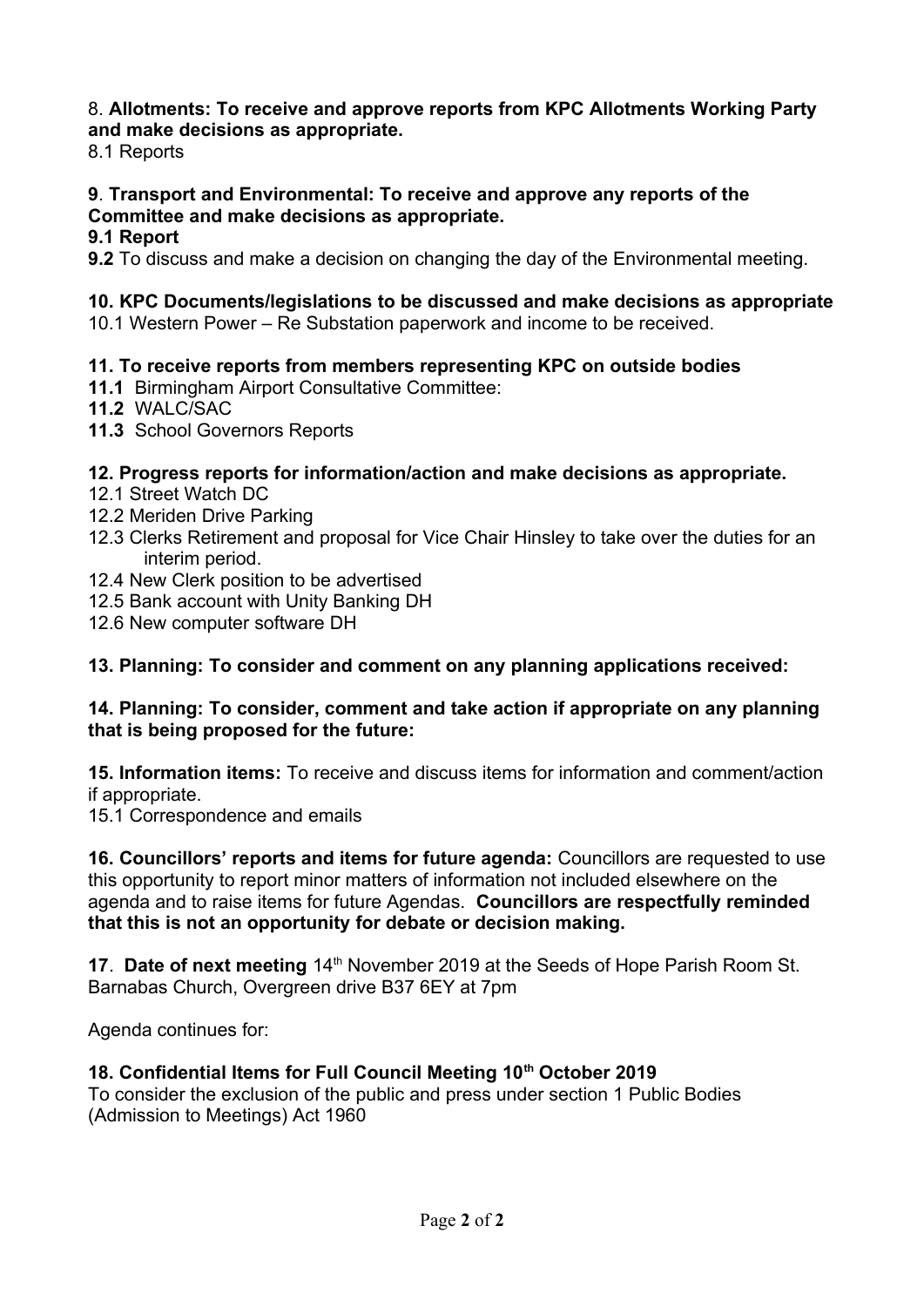8. **Allotments: To receive and approve reports from KPC Allotments Working Party and make decisions as appropriate.**

8.1 Reports

**9**. **Transport and Environmental: To receive and approve any reports of the Committee and make decisions as appropriate.**

**9.1 Report**

**9.2** To discuss and make a decision on changing the day of the Environmental meeting.

**10. KPC Documents/legislations to be discussed and make decisions as appropriate**

10.1 Western Power – Re Substation paperwork and income to be received.

**11. To receive reports from members representing KPC on outside bodies**

**11.1** Birmingham Airport Consultative Committee:

**11.2** WALC/SAC

**11.3** School Governors Reports

**12. Progress reports for information/action and make decisions as appropriate.**

12.1 Street Watch DC

12.2 Meriden Drive Parking

12.3 Clerks Retirement and proposal for Vice Chair Hinsley to take over the duties for an interim period.

12.4 New Clerk position to be advertised

12.5 Bank account with Unity Banking DH

12.6 New computer software DH

**13. Planning: To consider and comment on any planning applications received:**

**14. Planning: To consider, comment and take action if appropriate on any planning that is being proposed for the future:**

**15. Information items:** To receive and discuss items for information and comment/action if appropriate.

15.1 Correspondence and emails

**16. Councillors' reports and items for future agenda:** Councillors are requested to use this opportunity to report minor matters of information not included elsewhere on the agenda and to raise items for future Agendas. **Councillors are respectfully reminded that this is not an opportunity for debate or decision making.**

**17**. **Date of next meeting** 14th November 2019 at the Seeds of Hope Parish Room St. Barnabas Church, Overgreen drive B37 6EY at 7pm

Agenda continues for:

**18. Confidential Items for Full Council Meeting 10th October 2019**

To consider the exclusion of the public and press under section 1 Public Bodies (Admission to Meetings) Act 1960